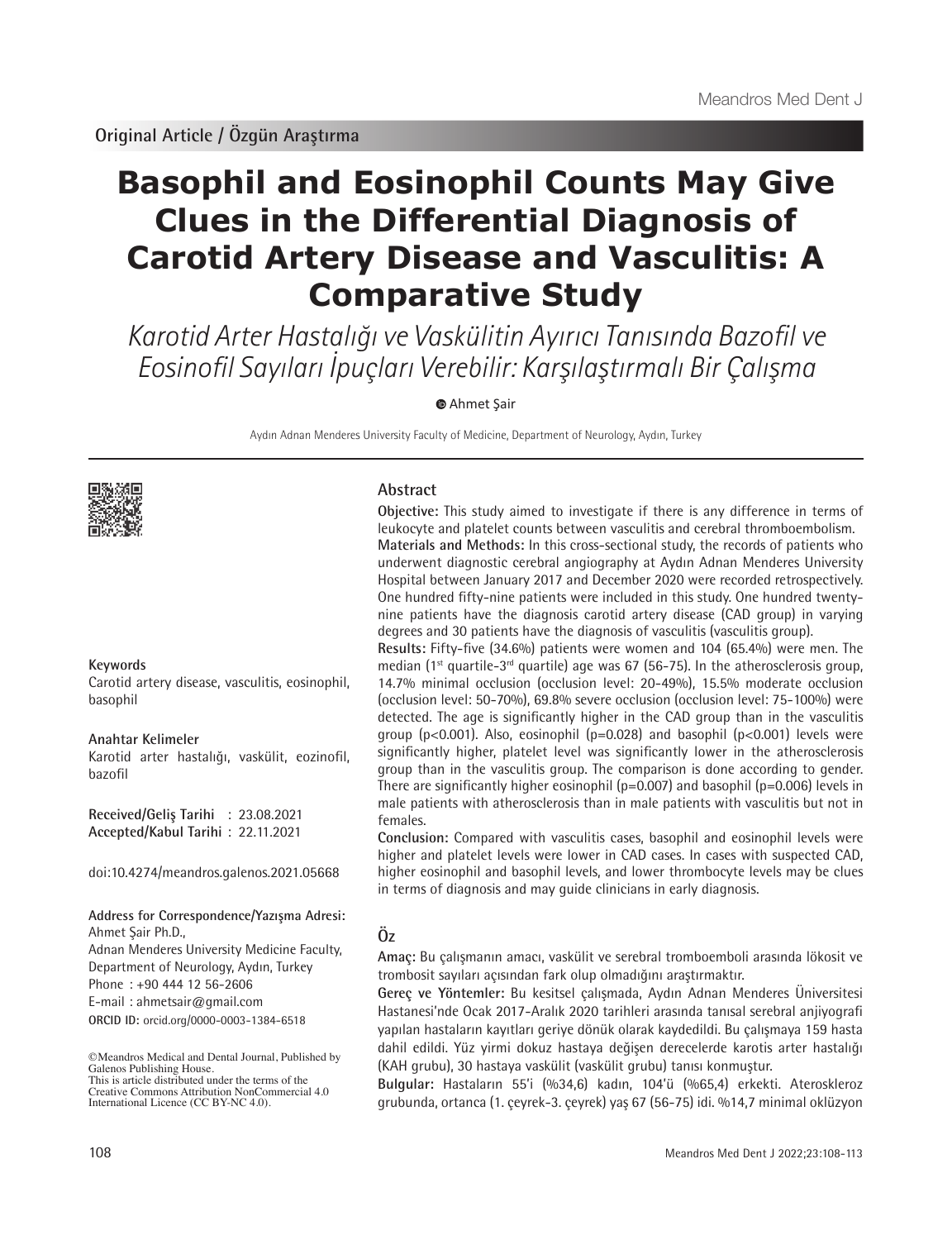Original Article / Özgün Araştırma

# Basophil and Eosinophil Counts May Give Clues in the Differential Diagnosis of Carotid Artery Disease and Vasculitis: A Comparative Study

*Karotid Arter Hastalığı ve Vaskülitin Ayırıcı Tanısında Bazofil ve Eosinofil Sayıları İpuçları Verebilir: Karşılaştırmalı Bir Çalışma*

Ahmet Şair

Aydın Adnan Menderes University Faculty of Medicine, Department of Neurology, Aydın, Turkey

**Keywords**

Carotid artery disease, vasculitis, eosinophil, basophil

**Anahtar Kelimeler**

Karotid arter hastalığı, vaskülit, eozinofil, bazofil

**Received/Geliş Tarihi** : 23.08.2021
**Accepted/Kabul Tarihi** : 22.11.2021

doi:10.4274/meandros.galenos.2021.05668

**Address for Correspondence/Yazışma Adresi:**
Ahmet Şair Ph.D.,
Adnan Menderes University Medicine Faculty, Department of Neurology, Aydın, Turkey
Phone : +90 444 12 56-2606
E-mail : ahmetsair@gmail.com
**ORCID ID:** orcid.org/0000-0003-1384-6518

©Meandros Medical and Dental Journal, Published by Galenos Publishing House.
This is article distributed under the terms of the Creative Commons Attribution NonCommercial 4.0 International Licence (CC BY-NC 4.0).

## Abstract

**Objective:** This study aimed to investigate if there is any difference in terms of leukocyte and platelet counts between vasculitis and cerebral thromboembolism.

**Materials and Methods:** In this cross-sectional study, the records of patients who underwent diagnostic cerebral angiography at Aydın Adnan Menderes University Hospital between January 2017 and December 2020 were recorded retrospectively. One hundred fifty-nine patients were included in this study. One hundred twenty-nine patients have the diagnosis carotid artery disease (CAD group) in varying degrees and 30 patients have the diagnosis of vasculitis (vasculitis group).

**Results:** Fifty-five (34.6%) patients were women and 104 (65.4%) were men. The median (1st quartile-3rd quartile) age was 67 (56-75). In the atherosclerosis group, 14.7% minimal occlusion (occlusion level: 20-49%), 15.5% moderate occlusion (occlusion level: 50-70%), 69.8% severe occlusion (occlusion level: 75-100%) were detected. The age is significantly higher in the CAD group than in the vasculitis group (p<0.001). Also, eosinophil (p=0.028) and basophil (p<0.001) levels were significantly higher, platelet level was significantly lower in the atherosclerosis group than in the vasculitis group. The comparison is done according to gender. There are significantly higher eosinophil (p=0.007) and basophil (p=0.006) levels in male patients with atherosclerosis than in male patients with vasculitis but not in females.

**Conclusion:** Compared with vasculitis cases, basophil and eosinophil levels were higher and platelet levels were lower in CAD cases. In cases with suspected CAD, higher eosinophil and basophil levels, and lower thrombocyte levels may be clues in terms of diagnosis and may guide clinicians in early diagnosis.

## Öz

**Amaç:** Bu çalışmanın amacı, vaskülit ve serebral tromboemboli arasında lökosit ve trombosit sayıları açısından fark olup olmadığını araştırmaktır.

**Gereç ve Yöntemler:** Bu kesitsel çalışmada, Aydın Adnan Menderes Üniversitesi Hastanesi'nde Ocak 2017-Aralık 2020 tarihleri arasında tanısal serebral anjiyografi yapılan hastaların kayıtları geriye dönük olarak kaydedildi. Bu çalışmaya 159 hasta dahil edildi. Yüz yirmi dokuz hastaya değişen derecelerde karotis arter hastalığı (KAH grubu), 30 hastaya vaskülit (vaskülit grubu) tanısı konmuştur.

**Bulgular:** Hastaların 55'i (%34,6) kadın, 104'ü (%65,4) erkekti. Ateroskleroz grubunda, ortanca (1. çeyrek-3. çeyrek) yaş 67 (56-75) idi. %14,7 minimal oklüzyon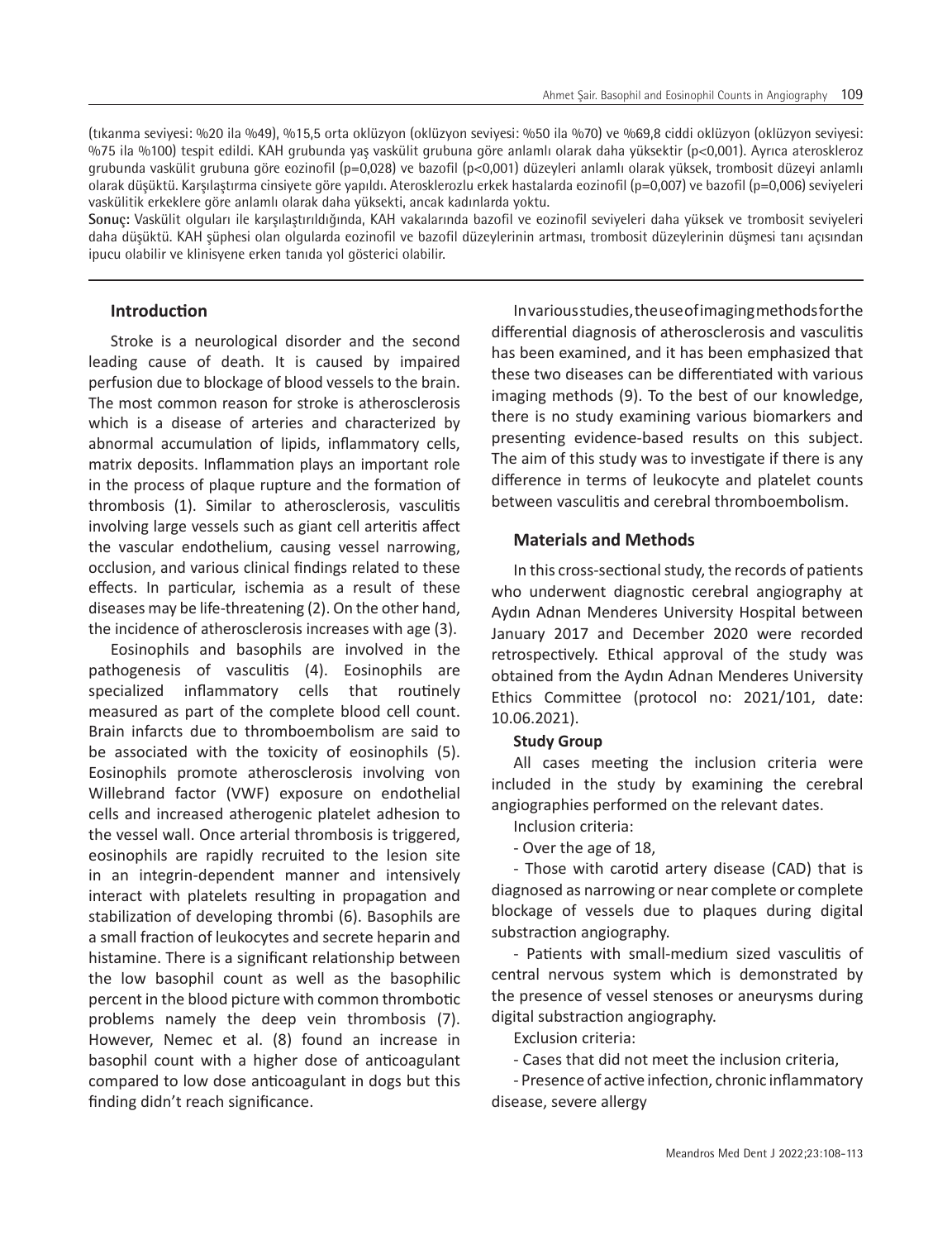(tıkanma seviyesi: %20 ila %49), %15,5 orta oklüzyon (oklüzyon seviyesi: %50 ila %70) ve %69,8 ciddi oklüzyon (oklüzyon seviyesi: %75 ila %100) tespit edildi. KAH grubunda yaş vaskülit grubuna göre anlamlı olarak daha yüksektir (p<0,001). Ayrıca ateroskleroz grubunda vaskülit grubuna göre eozinofil (p=0,028) ve bazofil (p<0,001) düzeyleri anlamlı olarak yüksek, trombosit düzeyi anlamlı olarak düşüktü. Karşılaştırma cinsiyete göre yapıldı. Aterosklerozlu erkek hastalarda eozinofil (p=0,007) ve bazofil (p=0,006) seviyeleri vaskülitik erkeklere göre anlamlı olarak daha yüksekti, ancak kadınlarda yoktu.

**Sonuç:** Vaskülit olguları ile karşılaştırıldığında, KAH vakalarında bazofil ve eozinofil seviyeleri daha yüksek ve trombosit seviyeleri daha düşüktü. KAH şüphesi olan olgularda eozinofil ve bazofil düzeylerinin artması, trombosit düzeylerinin düşmesi tanı açısından ipucu olabilir ve klinisyene erken tanıda yol gösterici olabilir.

## Introduction

Stroke is a neurological disorder and the second leading cause of death. It is caused by impaired perfusion due to blockage of blood vessels to the brain. The most common reason for stroke is atherosclerosis which is a disease of arteries and characterized by abnormal accumulation of lipids, inflammatory cells, matrix deposits. Inflammation plays an important role in the process of plaque rupture and the formation of thrombosis (1). Similar to atherosclerosis, vasculitis involving large vessels such as giant cell arteritis affect the vascular endothelium, causing vessel narrowing, occlusion, and various clinical findings related to these effects. In particular, ischemia as a result of these diseases may be life-threatening (2). On the other hand, the incidence of atherosclerosis increases with age (3).

Eosinophils and basophils are involved in the pathogenesis of vasculitis (4). Eosinophils are specialized inflammatory cells that routinely measured as part of the complete blood cell count. Brain infarcts due to thromboembolism are said to be associated with the toxicity of eosinophils (5). Eosinophils promote atherosclerosis involving von Willebrand factor (VWF) exposure on endothelial cells and increased atherogenic platelet adhesion to the vessel wall. Once arterial thrombosis is triggered, eosinophils are rapidly recruited to the lesion site in an integrin-dependent manner and intensively interact with platelets resulting in propagation and stabilization of developing thrombi (6). Basophils are a small fraction of leukocytes and secrete heparin and histamine. There is a significant relationship between the low basophil count as well as the basophilic percent in the blood picture with common thrombotic problems namely the deep vein thrombosis (7). However, Nemec et al. (8) found an increase in basophil count with a higher dose of anticoagulant compared to low dose anticoagulant in dogs but this finding didn't reach significance.

In various studies, the use of imaging methods for the differential diagnosis of atherosclerosis and vasculitis has been examined, and it has been emphasized that these two diseases can be differentiated with various imaging methods (9). To the best of our knowledge, there is no study examining various biomarkers and presenting evidence-based results on this subject. The aim of this study was to investigate if there is any difference in terms of leukocyte and platelet counts between vasculitis and cerebral thromboembolism.

## Materials and Methods

In this cross-sectional study, the records of patients who underwent diagnostic cerebral angiography at Aydın Adnan Menderes University Hospital between January 2017 and December 2020 were recorded retrospectively. Ethical approval of the study was obtained from the Aydın Adnan Menderes University Ethics Committee (protocol no: 2021/101, date: 10.06.2021).

### Study Group

All cases meeting the inclusion criteria were included in the study by examining the cerebral angiographies performed on the relevant dates.

Inclusion criteria:

- Over the age of 18,
- Those with carotid artery disease (CAD) that is diagnosed as narrowing or near complete or complete blockage of vessels due to plaques during digital substraction angiography.
- Patients with small-medium sized vasculitis of central nervous system which is demonstrated by the presence of vessel stenoses or aneurysms during digital substraction angiography.

Exclusion criteria:

- Cases that did not meet the inclusion criteria,
- Presence of active infection, chronic inflammatory disease, severe allergy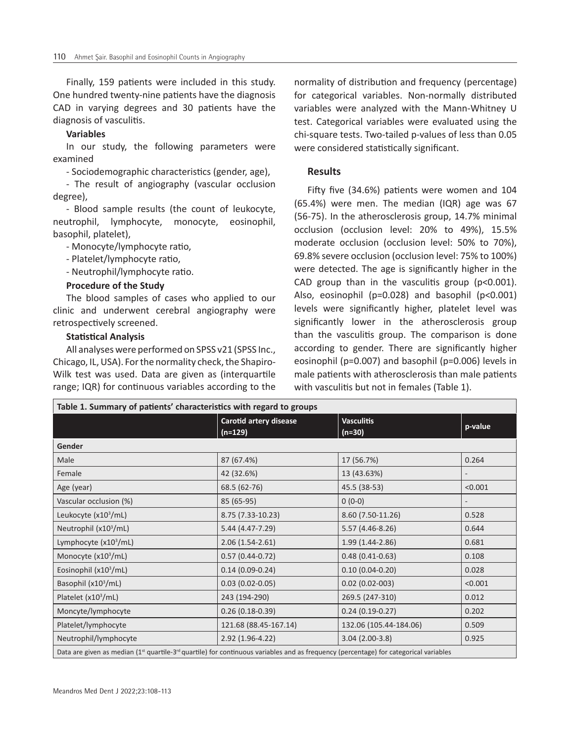Finally, 159 patients were included in this study. One hundred twenty-nine patients have the diagnosis CAD in varying degrees and 30 patients have the diagnosis of vasculitis.

**Variables**

In our study, the following parameters were examined

- Sociodemographic characteristics (gender, age),
- The result of angiography (vascular occlusion degree),
- Blood sample results (the count of leukocyte, neutrophil, lymphocyte, monocyte, eosinophil, basophil, platelet),
- Monocyte/lymphocyte ratio,
- Platelet/lymphocyte ratio,
- Neutrophil/lymphocyte ratio.

**Procedure of the Study**

The blood samples of cases who applied to our clinic and underwent cerebral angiography were retrospectively screened.

**Statistical Analysis**

All analyses were performed on SPSS v21 (SPSS Inc., Chicago, IL, USA). For the normality check, the Shapiro-Wilk test was used. Data are given as (interquartile range; IQR) for continuous variables according to the normality of distribution and frequency (percentage) for categorical variables. Non-normally distributed variables were analyzed with the Mann-Whitney U test. Categorical variables were evaluated using the chi-square tests. Two-tailed p-values of less than 0.05 were considered statistically significant.

## Results

Fifty five (34.6%) patients were women and 104 (65.4%) were men. The median (IQR) age was 67 (56-75). In the atherosclerosis group, 14.7% minimal occlusion (occlusion level: 20% to 49%), 15.5% moderate occlusion (occlusion level: 50% to 70%), 69.8% severe occlusion (occlusion level: 75% to 100%) were detected. The age is significantly higher in the CAD group than in the vasculitis group (p<0.001). Also, eosinophil (p=0.028) and basophil (p<0.001) levels were significantly higher, platelet level was significantly lower in the atherosclerosis group than the vasculitis group. The comparison is done according to gender. There are significantly higher eosinophil (p=0.007) and basophil (p=0.006) levels in male patients with atherosclerosis than male patients with vasculitis but not in females (Table 1).

**Table 1. Summary of patients' characteristics with regard to groups**

| | Carotid artery disease (n=129) | Vasculitis (n=30) | p-value |
|---|---|---|---|
| **Gender** | | | |
| Male | 87 (67.4%) | 17 (56.7%) | 0.264 |
| Female | 42 (32.6%) | 13 (43.63%) | - |
| Age (year) | 68.5 (62-76) | 45.5 (38-53) | <0.001 |
| Vascular occlusion (%) | 85 (65-95) | 0 (0-0) | - |
| Leukocyte (x$10^3$/mL) | 8.75 (7.33-10.23) | 8.60 (7.50-11.26) | 0.528 |
| Neutrophil (x$10^3$/mL) | 5.44 (4.47-7.29) | 5.57 (4.46-8.26) | 0.644 |
| Lymphocyte (x$10^3$/mL) | 2.06 (1.54-2.61) | 1.99 (1.44-2.86) | 0.681 |
| Monocyte (x$10^3$/mL) | 0.57 (0.44-0.72) | 0.48 (0.41-0.63) | 0.108 |
| Eosinophil (x$10^3$/mL) | 0.14 (0.09-0.24) | 0.10 (0.04-0.20) | 0.028 |
| Basophil (x$10^3$/mL) | 0.03 (0.02-0.05) | 0.02 (0.02-003) | <0.001 |
| Platelet (x$10^3$/mL) | 243 (194-290) | 269.5 (247-310) | 0.012 |
| Moncyte/lymphocyte | 0.26 (0.18-0.39) | 0.24 (0.19-0.27) | 0.202 |
| Platelet/lymphocyte | 121.68 (88.45-167.14) | 132.06 (105.44-184.06) | 0.509 |
| Neutrophil/lymphocyte | 2.92 (1.96-4.22) | 3.04 (2.00-3.8) | 0.925 |

Data are given as median (1st quartile-3rd quartile) for continuous variables and as frequency (percentage) for categorical variables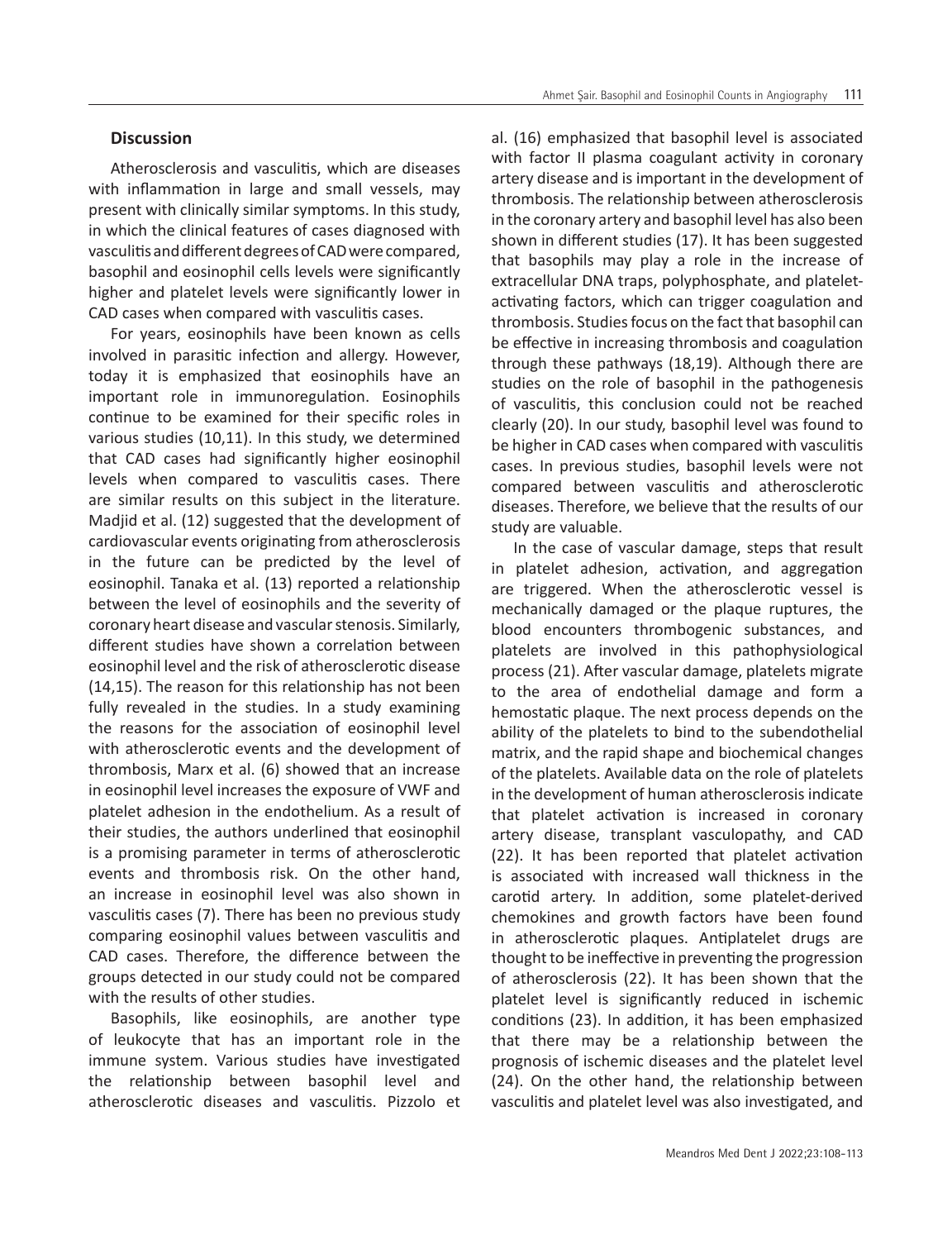## Discussion

Atherosclerosis and vasculitis, which are diseases with inflammation in large and small vessels, may present with clinically similar symptoms. In this study, in which the clinical features of cases diagnosed with vasculitis and different degrees of CAD were compared, basophil and eosinophil cells levels were significantly higher and platelet levels were significantly lower in CAD cases when compared with vasculitis cases.

For years, eosinophils have been known as cells involved in parasitic infection and allergy. However, today it is emphasized that eosinophils have an important role in immunoregulation. Eosinophils continue to be examined for their specific roles in various studies (10,11). In this study, we determined that CAD cases had significantly higher eosinophil levels when compared to vasculitis cases. There are similar results on this subject in the literature. Madjid et al. (12) suggested that the development of cardiovascular events originating from atherosclerosis in the future can be predicted by the level of eosinophil. Tanaka et al. (13) reported a relationship between the level of eosinophils and the severity of coronary heart disease and vascular stenosis. Similarly, different studies have shown a correlation between eosinophil level and the risk of atherosclerotic disease (14,15). The reason for this relationship has not been fully revealed in the studies. In a study examining the reasons for the association of eosinophil level with atherosclerotic events and the development of thrombosis, Marx et al. (6) showed that an increase in eosinophil level increases the exposure of VWF and platelet adhesion in the endothelium. As a result of their studies, the authors underlined that eosinophil is a promising parameter in terms of atherosclerotic events and thrombosis risk. On the other hand, an increase in eosinophil level was also shown in vasculitis cases (7). There has been no previous study comparing eosinophil values between vasculitis and CAD cases. Therefore, the difference between the groups detected in our study could not be compared with the results of other studies.

Basophils, like eosinophils, are another type of leukocyte that has an important role in the immune system. Various studies have investigated the relationship between basophil level and atherosclerotic diseases and vasculitis. Pizzolo et al. (16) emphasized that basophil level is associated with factor II plasma coagulant activity in coronary artery disease and is important in the development of thrombosis. The relationship between atherosclerosis in the coronary artery and basophil level has also been shown in different studies (17). It has been suggested that basophils may play a role in the increase of extracellular DNA traps, polyphosphate, and platelet-activating factors, which can trigger coagulation and thrombosis. Studies focus on the fact that basophil can be effective in increasing thrombosis and coagulation through these pathways (18,19). Although there are studies on the role of basophil in the pathogenesis of vasculitis, this conclusion could not be reached clearly (20). In our study, basophil level was found to be higher in CAD cases when compared with vasculitis cases. In previous studies, basophil levels were not compared between vasculitis and atherosclerotic diseases. Therefore, we believe that the results of our study are valuable.

In the case of vascular damage, steps that result in platelet adhesion, activation, and aggregation are triggered. When the atherosclerotic vessel is mechanically damaged or the plaque ruptures, the blood encounters thrombogenic substances, and platelets are involved in this pathophysiological process (21). After vascular damage, platelets migrate to the area of endothelial damage and form a hemostatic plaque. The next process depends on the ability of the platelets to bind to the subendothelial matrix, and the rapid shape and biochemical changes of the platelets. Available data on the role of platelets in the development of human atherosclerosis indicate that platelet activation is increased in coronary artery disease, transplant vasculopathy, and CAD (22). It has been reported that platelet activation is associated with increased wall thickness in the carotid artery. In addition, some platelet-derived chemokines and growth factors have been found in atherosclerotic plaques. Antiplatelet drugs are thought to be ineffective in preventing the progression of atherosclerosis (22). It has been shown that the platelet level is significantly reduced in ischemic conditions (23). In addition, it has been emphasized that there may be a relationship between the prognosis of ischemic diseases and the platelet level (24). On the other hand, the relationship between vasculitis and platelet level was also investigated, and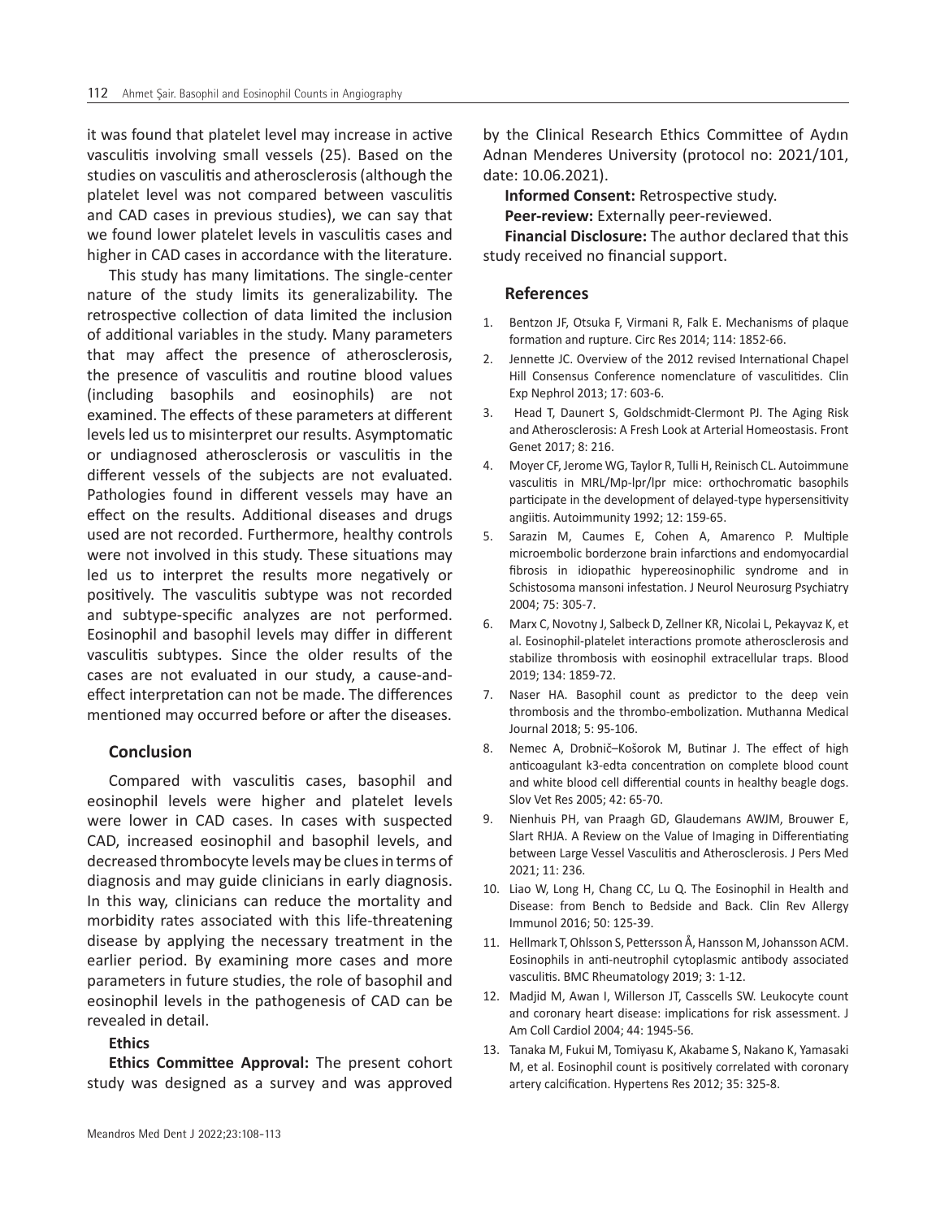it was found that platelet level may increase in active vasculitis involving small vessels (25). Based on the studies on vasculitis and atherosclerosis (although the platelet level was not compared between vasculitis and CAD cases in previous studies), we can say that we found lower platelet levels in vasculitis cases and higher in CAD cases in accordance with the literature.

This study has many limitations. The single-center nature of the study limits its generalizability. The retrospective collection of data limited the inclusion of additional variables in the study. Many parameters that may affect the presence of atherosclerosis, the presence of vasculitis and routine blood values (including basophils and eosinophils) are not examined. The effects of these parameters at different levels led us to misinterpret our results. Asymptomatic or undiagnosed atherosclerosis or vasculitis in the different vessels of the subjects are not evaluated. Pathologies found in different vessels may have an effect on the results. Additional diseases and drugs used are not recorded. Furthermore, healthy controls were not involved in this study. These situations may led us to interpret the results more negatively or positively. The vasculitis subtype was not recorded and subtype-specific analyzes are not performed. Eosinophil and basophil levels may differ in different vasculitis subtypes. Since the older results of the cases are not evaluated in our study, a cause-and-effect interpretation can not be made. The differences mentioned may occurred before or after the diseases.

## Conclusion

Compared with vasculitis cases, basophil and eosinophil levels were higher and platelet levels were lower in CAD cases. In cases with suspected CAD, increased eosinophil and basophil levels, and decreased thrombocyte levels may be clues in terms of diagnosis and may guide clinicians in early diagnosis. In this way, clinicians can reduce the mortality and morbidity rates associated with this life-threatening disease by applying the necessary treatment in the earlier period. By examining more cases and more parameters in future studies, the role of basophil and eosinophil levels in the pathogenesis of CAD can be revealed in detail.

**Ethics**

**Ethics Committee Approval:** The present cohort study was designed as a survey and was approved by the Clinical Research Ethics Committee of Aydın Adnan Menderes University (protocol no: 2021/101, date: 10.06.2021).

**Informed Consent:** Retrospective study.

**Peer-review:** Externally peer-reviewed.

**Financial Disclosure:** The author declared that this study received no financial support.

## References

1. Bentzon JF, Otsuka F, Virmani R, Falk E. Mechanisms of plaque formation and rupture. Circ Res 2014; 114: 1852-66.
2. Jennette JC. Overview of the 2012 revised International Chapel Hill Consensus Conference nomenclature of vasculitides. Clin Exp Nephrol 2013; 17: 603-6.
3. Head T, Daunert S, Goldschmidt-Clermont PJ. The Aging Risk and Atherosclerosis: A Fresh Look at Arterial Homeostasis. Front Genet 2017; 8: 216.
4. Moyer CF, Jerome WG, Taylor R, Tulli H, Reinisch CL. Autoimmune vasculitis in MRL/Mp-lpr/lpr mice: orthochromatic basophils participate in the development of delayed-type hypersensitivity angiitis. Autoimmunity 1992; 12: 159-65.
5. Sarazin M, Caumes E, Cohen A, Amarenco P. Multiple microembolic borderzone brain infarctions and endomyocardial fibrosis in idiopathic hypereosinophilic syndrome and in Schistosoma mansoni infestation. J Neurol Neurosurg Psychiatry 2004; 75: 305-7.
6. Marx C, Novotny J, Salbeck D, Zellner KR, Nicolai L, Pekayvaz K, et al. Eosinophil-platelet interactions promote atherosclerosis and stabilize thrombosis with eosinophil extracellular traps. Blood 2019; 134: 1859-72.
7. Naser HA. Basophil count as predictor to the deep vein thrombosis and the thrombo-embolization. Muthanna Medical Journal 2018; 5: 95-106.
8. Nemec A, Drobnič–Košorok M, Butinar J. The effect of high anticoagulant k3-edta concentration on complete blood count and white blood cell differential counts in healthy beagle dogs. Slov Vet Res 2005; 42: 65-70.
9. Nienhuis PH, van Praagh GD, Glaudemans AWJM, Brouwer E, Slart RHJA. A Review on the Value of Imaging in Differentiating between Large Vessel Vasculitis and Atherosclerosis. J Pers Med 2021; 11: 236.
10. Liao W, Long H, Chang CC, Lu Q. The Eosinophil in Health and Disease: from Bench to Bedside and Back. Clin Rev Allergy Immunol 2016; 50: 125-39.
11. Hellmark T, Ohlsson S, Pettersson Å, Hansson M, Johansson ACM. Eosinophils in anti-neutrophil cytoplasmic antibody associated vasculitis. BMC Rheumatology 2019; 3: 1-12.
12. Madjid M, Awan I, Willerson JT, Casscells SW. Leukocyte count and coronary heart disease: implications for risk assessment. J Am Coll Cardiol 2004; 44: 1945-56.
13. Tanaka M, Fukui M, Tomiyasu K, Akabame S, Nakano K, Yamasaki M, et al. Eosinophil count is positively correlated with coronary artery calcification. Hypertens Res 2012; 35: 325-8.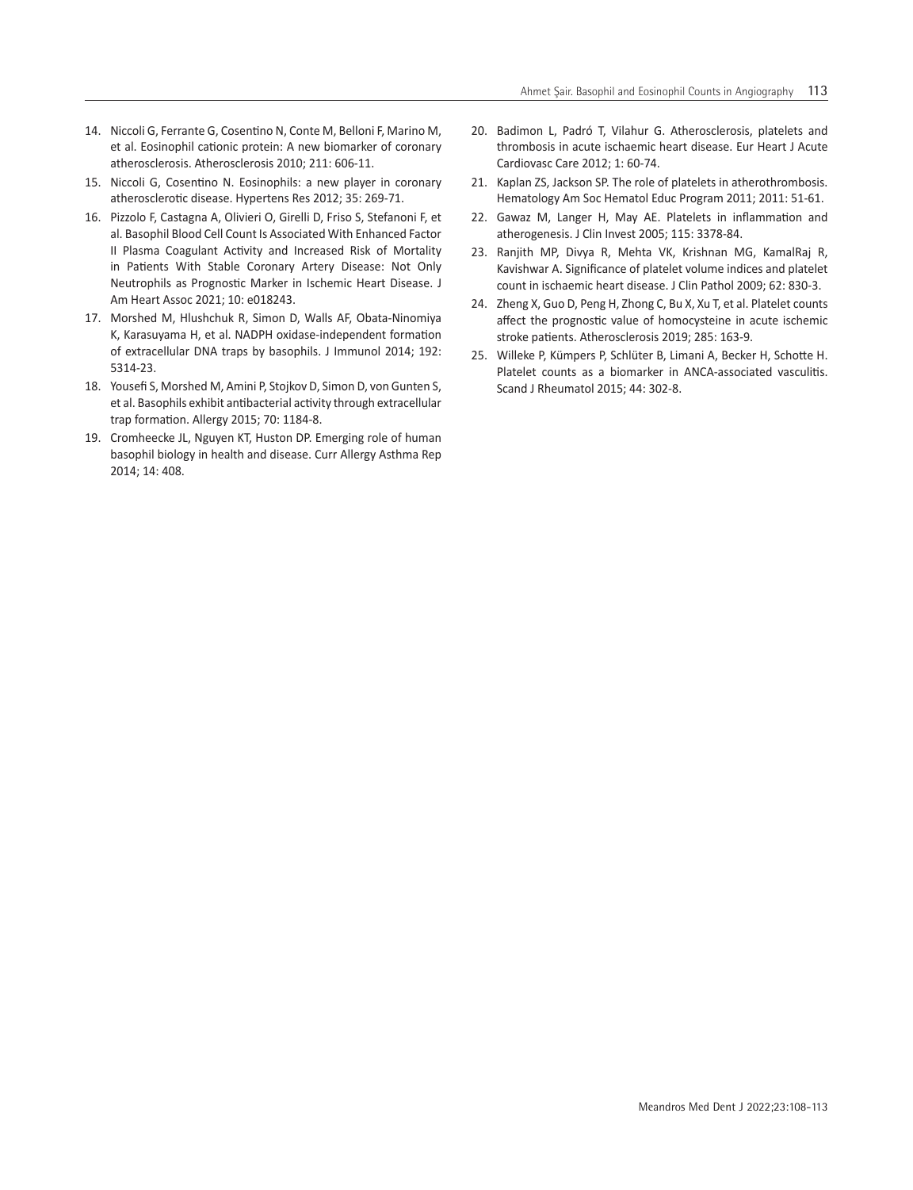14. Niccoli G, Ferrante G, Cosentino N, Conte M, Belloni F, Marino M, et al. Eosinophil cationic protein: A new biomarker of coronary atherosclerosis. Atherosclerosis 2010; 211: 606-11.
15. Niccoli G, Cosentino N. Eosinophils: a new player in coronary atherosclerotic disease. Hypertens Res 2012; 35: 269-71.
16. Pizzolo F, Castagna A, Olivieri O, Girelli D, Friso S, Stefanoni F, et al. Basophil Blood Cell Count Is Associated With Enhanced Factor II Plasma Coagulant Activity and Increased Risk of Mortality in Patients With Stable Coronary Artery Disease: Not Only Neutrophils as Prognostic Marker in Ischemic Heart Disease. J Am Heart Assoc 2021; 10: e018243.
17. Morshed M, Hlushchuk R, Simon D, Walls AF, Obata-Ninomiya K, Karasuyama H, et al. NADPH oxidase-independent formation of extracellular DNA traps by basophils. J Immunol 2014; 192: 5314-23.
18. Yousefi S, Morshed M, Amini P, Stojkov D, Simon D, von Gunten S, et al. Basophils exhibit antibacterial activity through extracellular trap formation. Allergy 2015; 70: 1184-8.
19. Cromheecke JL, Nguyen KT, Huston DP. Emerging role of human basophil biology in health and disease. Curr Allergy Asthma Rep 2014; 14: 408.
20. Badimon L, Padró T, Vilahur G. Atherosclerosis, platelets and thrombosis in acute ischaemic heart disease. Eur Heart J Acute Cardiovasc Care 2012; 1: 60-74.
21. Kaplan ZS, Jackson SP. The role of platelets in atherothrombosis. Hematology Am Soc Hematol Educ Program 2011; 2011: 51-61.
22. Gawaz M, Langer H, May AE. Platelets in inflammation and atherogenesis. J Clin Invest 2005; 115: 3378-84.
23. Ranjith MP, Divya R, Mehta VK, Krishnan MG, KamalRaj R, Kavishwar A. Significance of platelet volume indices and platelet count in ischaemic heart disease. J Clin Pathol 2009; 62: 830-3.
24. Zheng X, Guo D, Peng H, Zhong C, Bu X, Xu T, et al. Platelet counts affect the prognostic value of homocysteine in acute ischemic stroke patients. Atherosclerosis 2019; 285: 163-9.
25. Willeke P, Kümpers P, Schlüter B, Limani A, Becker H, Schotte H. Platelet counts as a biomarker in ANCA-associated vasculitis. Scand J Rheumatol 2015; 44: 302-8.